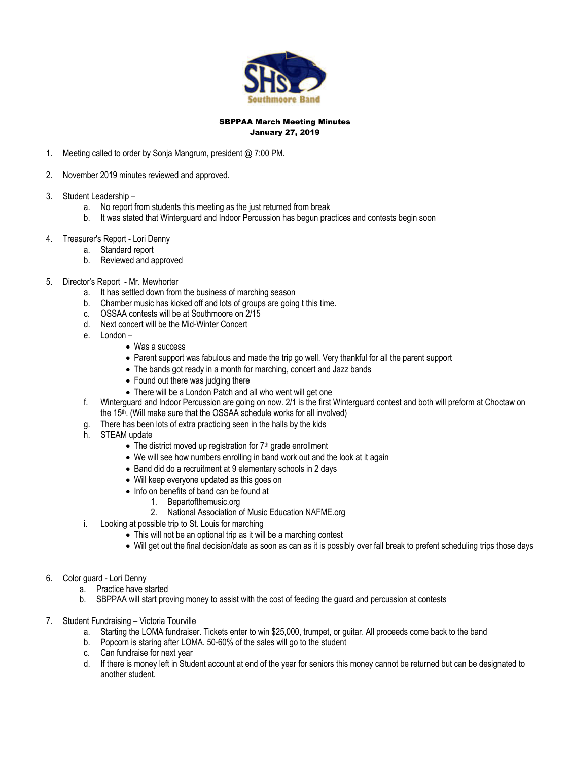**SBPPAA March Meeting Minutes**
**January 27, 2019**

1. Meeting called to order by Sonja Mangrum, president @ 7:00 PM.

2. November 2019 minutes reviewed and approved.

3. Student Leadership –
   a. No report from students this meeting as the just returned from break
   b. It was stated that Winterguard and Indoor Percussion has begun practices and contests begin soon

4. Treasurer's Report - Lori Denny
   a. Standard report
   b. Reviewed and approved

5. Director's Report - Mr. Mewhorter
   a. It has settled down from the business of marching season
   b. Chamber music has kicked off and lots of groups are going t this time.
   c. OSSAA contests will be at Southmoore on 2/15
   d. Next concert will be the Mid-Winter Concert
   e. London –
      - Was a success
      - Parent support was fabulous and made the trip go well. Very thankful for all the parent support
      - The bands got ready in a month for marching, concert and Jazz bands
      - Found out there was judging there
      - There will be a London Patch and all who went will get one
   f. Winterguard and Indoor Percussion are going on now. 2/1 is the first Winterguard contest and both will preform at Choctaw on the 15th. (Will make sure that the OSSAA schedule works for all involved)
   g. There has been lots of extra practicing seen in the halls by the kids
   h. STEAM update
      - The district moved up registration for 7th grade enrollment
      - We will see how numbers enrolling in band work out and the look at it again
      - Band did do a recruitment at 9 elementary schools in 2 days
      - Will keep everyone updated as this goes on
      - Info on benefits of band can be found at
         1. Bepartofthemusic.org
         2. National Association of Music Education NAFME.org
   i. Looking at possible trip to St. Louis for marching
      - This will not be an optional trip as it will be a marching contest
      - Will get out the final decision/date as soon as can as it is possibly over fall break to prefent scheduling trips those days

6. Color guard - Lori Denny
   a. Practice have started
   b. SBPPAA will start proving money to assist with the cost of feeding the guard and percussion at contests

7. Student Fundraising – Victoria Tourville
   a. Starting the LOMA fundraiser. Tickets enter to win $25,000, trumpet, or guitar. All proceeds come back to the band
   b. Popcorn is staring after LOMA. 50-60% of the sales will go to the student
   c. Can fundraise for next year
   d. If there is money left in Student account at end of the year for seniors this money cannot be returned but can be designated to another student.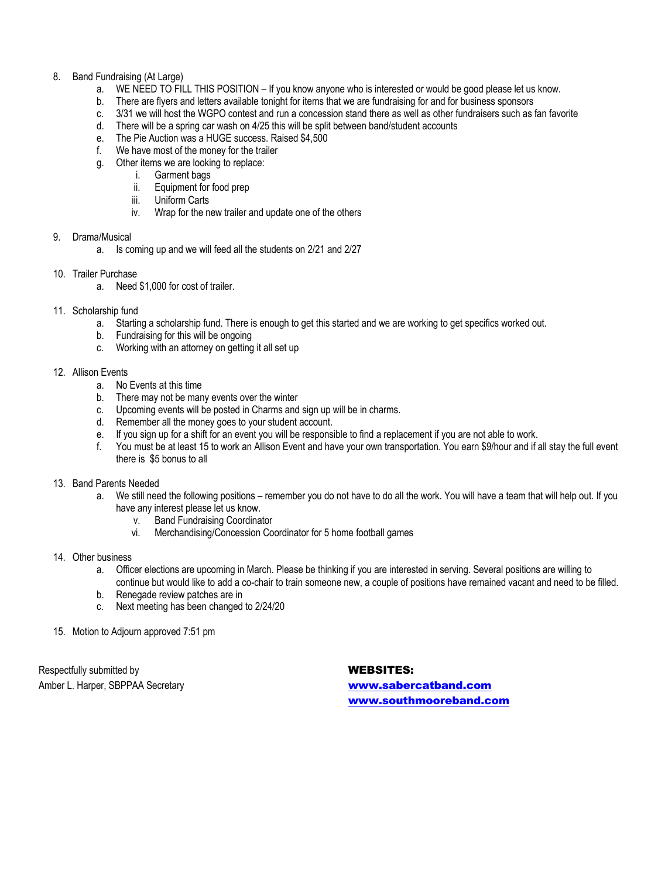8. Band Fundraising (At Large)
    a. WE NEED TO FILL THIS POSITION – If you know anyone who is interested or would be good please let us know.
    b. There are flyers and letters available tonight for items that we are fundraising for and for business sponsors
    c. 3/31 we will host the WGPO contest and run a concession stand there as well as other fundraisers such as fan favorite
    d. There will be a spring car wash on 4/25 this will be split between band/student accounts
    e. The Pie Auction was a HUGE success. Raised $4,500
    f. We have most of the money for the trailer
    g. Other items we are looking to replace:
        i. Garment bags
        ii. Equipment for food prep
        iii. Uniform Carts
        iv. Wrap for the new trailer and update one of the others

9. Drama/Musical
    a. Is coming up and we will feed all the students on 2/21 and 2/27

10. Trailer Purchase
    a. Need $1,000 for cost of trailer.

11. Scholarship fund
    a. Starting a scholarship fund. There is enough to get this started and we are working to get specifics worked out.
    b. Fundraising for this will be ongoing
    c. Working with an attorney on getting it all set up

12. Allison Events
    a. No Events at this time
    b. There may not be many events over the winter
    c. Upcoming events will be posted in Charms and sign up will be in charms.
    d. Remember all the money goes to your student account.
    e. If you sign up for a shift for an event you will be responsible to find a replacement if you are not able to work.
    f. You must be at least 15 to work an Allison Event and have your own transportation. You earn $9/hour and if all stay the full event there is $5 bonus to all

13. Band Parents Needed
    a. We still need the following positions – remember you do not have to do all the work. You will have a team that will help out. If you have any interest please let us know.
        v. Band Fundraising Coordinator
        vi. Merchandising/Concession Coordinator for 5 home football games

14. Other business
    a. Officer elections are upcoming in March. Please be thinking if you are interested in serving. Several positions are willing to continue but would like to add a co-chair to train someone new, a couple of positions have remained vacant and need to be filled.
    b. Renegade review patches are in
    c. Next meeting has been changed to 2/24/20

15. Motion to Adjourn approved 7:51 pm

Respectfully submitted by
Amber L. Harper, SBPPAA Secretary

**WEBSITES:**
**www.sabercatband.com**
**www.southmooreband.com**